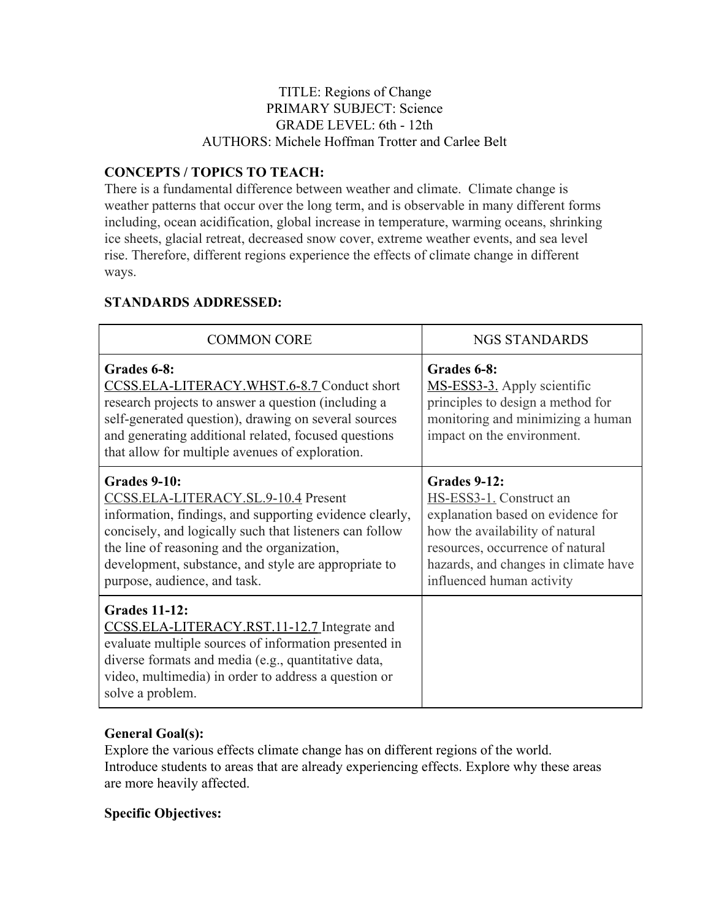TITLE: Regions of Change
PRIMARY SUBJECT: Science
GRADE LEVEL: 6th - 12th
AUTHORS: Michele Hoffman Trotter and Carlee Belt

## CONCEPTS / TOPICS TO TEACH:

There is a fundamental difference between weather and climate. Climate change is weather patterns that occur over the long term, and is observable in many different forms including, ocean acidification, global increase in temperature, warming oceans, shrinking ice sheets, glacial retreat, decreased snow cover, extreme weather events, and sea level rise. Therefore, different regions experience the effects of climate change in different ways.

## STANDARDS ADDRESSED:

| COMMON CORE | NGS STANDARDS |
|---|---|
| **Grades 6-8:** CCSS.ELA-LITERACY.WHST.6-8.7 Conduct short research projects to answer a question (including a self-generated question), drawing on several sources and generating additional related, focused questions that allow for multiple avenues of exploration. | **Grades 6-8:** MS-ESS3-3. Apply scientific principles to design a method for monitoring and minimizing a human impact on the environment. |
| **Grades 9-10:** CCSS.ELA-LITERACY.SL.9-10.4 Present information, findings, and supporting evidence clearly, concisely, and logically such that listeners can follow the line of reasoning and the organization, development, substance, and style are appropriate to purpose, audience, and task. | **Grades 9-12:** HS-ESS3-1. Construct an explanation based on evidence for how the availability of natural resources, occurrence of natural hazards, and changes in climate have influenced human activity |
| **Grades 11-12:** CCSS.ELA-LITERACY.RST.11-12.7 Integrate and evaluate multiple sources of information presented in diverse formats and media (e.g., quantitative data, video, multimedia) in order to address a question or solve a problem. | |

## General Goal(s):

Explore the various effects climate change has on different regions of the world. Introduce students to areas that are already experiencing effects. Explore why these areas are more heavily affected.

## Specific Objectives: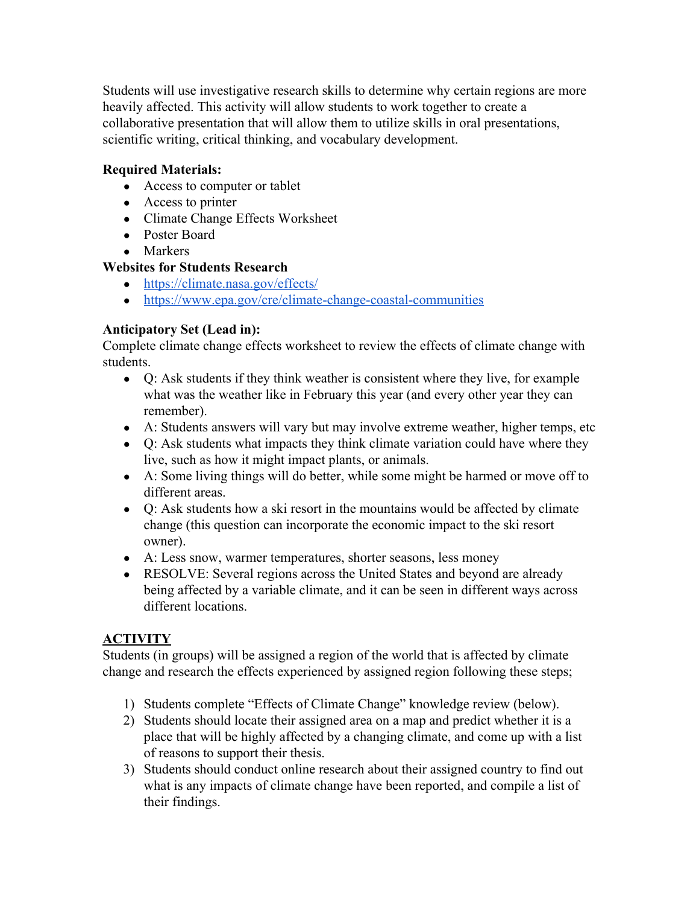Students will use investigative research skills to determine why certain regions are more heavily affected. This activity will allow students to work together to create a collaborative presentation that will allow them to utilize skills in oral presentations, scientific writing, critical thinking, and vocabulary development.

**Required Materials:**

- Access to computer or tablet
- Access to printer
- Climate Change Effects Worksheet
- Poster Board
- Markers

**Websites for Students Research**

- https://climate.nasa.gov/effects/
- https://www.epa.gov/cre/climate-change-coastal-communities

**Anticipatory Set (Lead in):**

Complete climate change effects worksheet to review the effects of climate change with students.

- Q: Ask students if they think weather is consistent where they live, for example what was the weather like in February this year (and every other year they can remember).
- A: Students answers will vary but may involve extreme weather, higher temps, etc
- Q: Ask students what impacts they think climate variation could have where they live, such as how it might impact plants, or animals.
- A: Some living things will do better, while some might be harmed or move off to different areas.
- Q: Ask students how a ski resort in the mountains would be affected by climate change (this question can incorporate the economic impact to the ski resort owner).
- A: Less snow, warmer temperatures, shorter seasons, less money
- RESOLVE: Several regions across the United States and beyond are already being affected by a variable climate, and it can be seen in different ways across different locations.

**ACTIVITY**

Students (in groups) will be assigned a region of the world that is affected by climate change and research the effects experienced by assigned region following these steps;

1) Students complete "Effects of Climate Change" knowledge review (below).
2) Students should locate their assigned area on a map and predict whether it is a place that will be highly affected by a changing climate, and come up with a list of reasons to support their thesis.
3) Students should conduct online research about their assigned country to find out what is any impacts of climate change have been reported, and compile a list of their findings.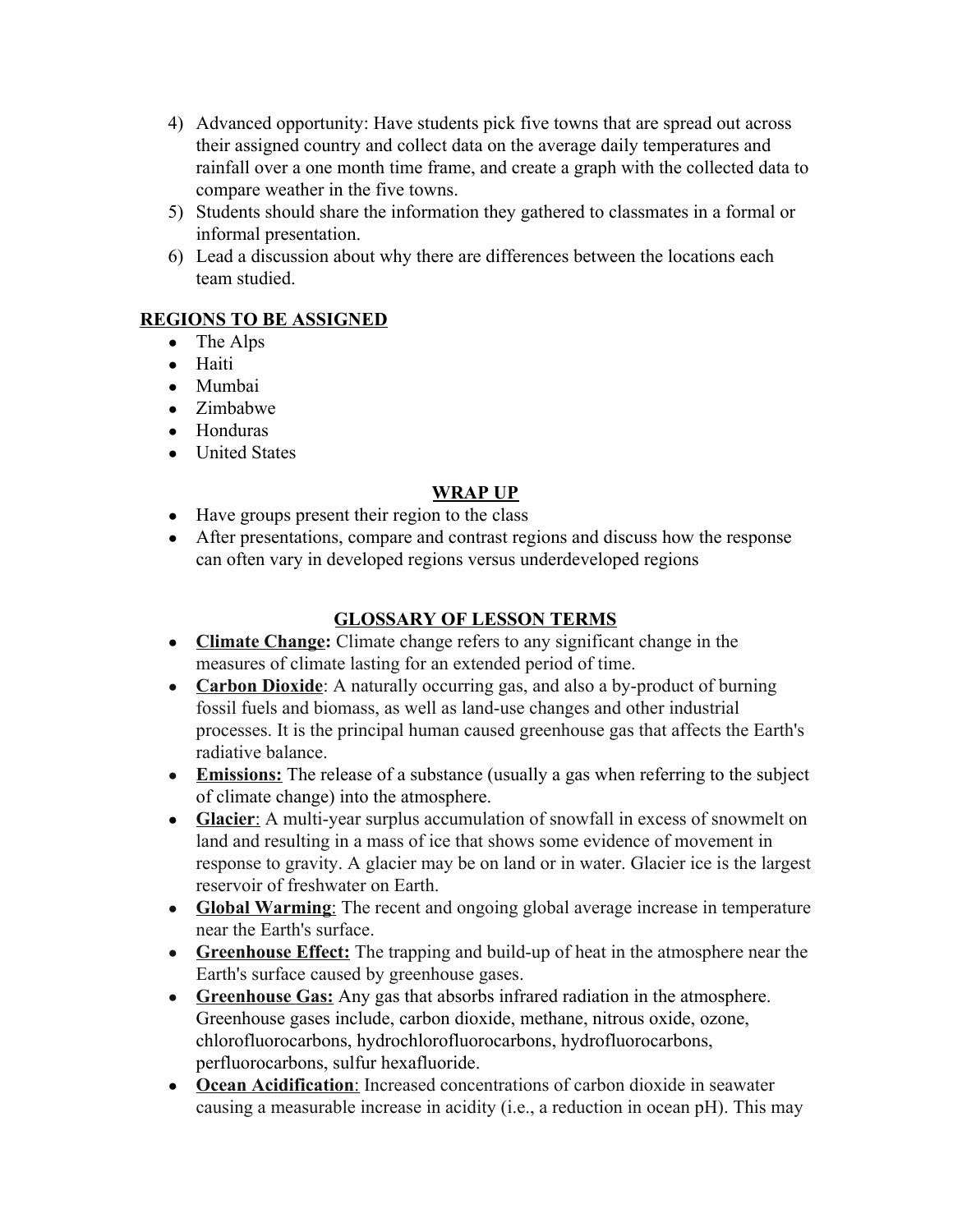4) Advanced opportunity: Have students pick five towns that are spread out across their assigned country and collect data on the average daily temperatures and rainfall over a one month time frame, and create a graph with the collected data to compare weather in the five towns.
5) Students should share the information they gathered to classmates in a formal or informal presentation.
6) Lead a discussion about why there are differences between the locations each team studied.

## REGIONS TO BE ASSIGNED

- The Alps
- Haiti
- Mumbai
- Zimbabwe
- Honduras
- United States

## WRAP UP

- Have groups present their region to the class
- After presentations, compare and contrast regions and discuss how the response can often vary in developed regions versus underdeveloped regions

## GLOSSARY OF LESSON TERMS

- **Climate Change:** Climate change refers to any significant change in the measures of climate lasting for an extended period of time.
- **Carbon Dioxide**: A naturally occurring gas, and also a by-product of burning fossil fuels and biomass, as well as land-use changes and other industrial processes. It is the principal human caused greenhouse gas that affects the Earth's radiative balance.
- **Emissions:** The release of a substance (usually a gas when referring to the subject of climate change) into the atmosphere.
- **Glacier**: A multi-year surplus accumulation of snowfall in excess of snowmelt on land and resulting in a mass of ice that shows some evidence of movement in response to gravity. A glacier may be on land or in water. Glacier ice is the largest reservoir of freshwater on Earth.
- **Global Warming**: The recent and ongoing global average increase in temperature near the Earth's surface.
- **Greenhouse Effect:** The trapping and build-up of heat in the atmosphere near the Earth's surface caused by greenhouse gases.
- **Greenhouse Gas:** Any gas that absorbs infrared radiation in the atmosphere. Greenhouse gases include, carbon dioxide, methane, nitrous oxide, ozone, chlorofluorocarbons, hydrochlorofluorocarbons, hydrofluorocarbons, perfluorocarbons, sulfur hexafluoride.
- **Ocean Acidification**: Increased concentrations of carbon dioxide in seawater causing a measurable increase in acidity (i.e., a reduction in ocean pH). This may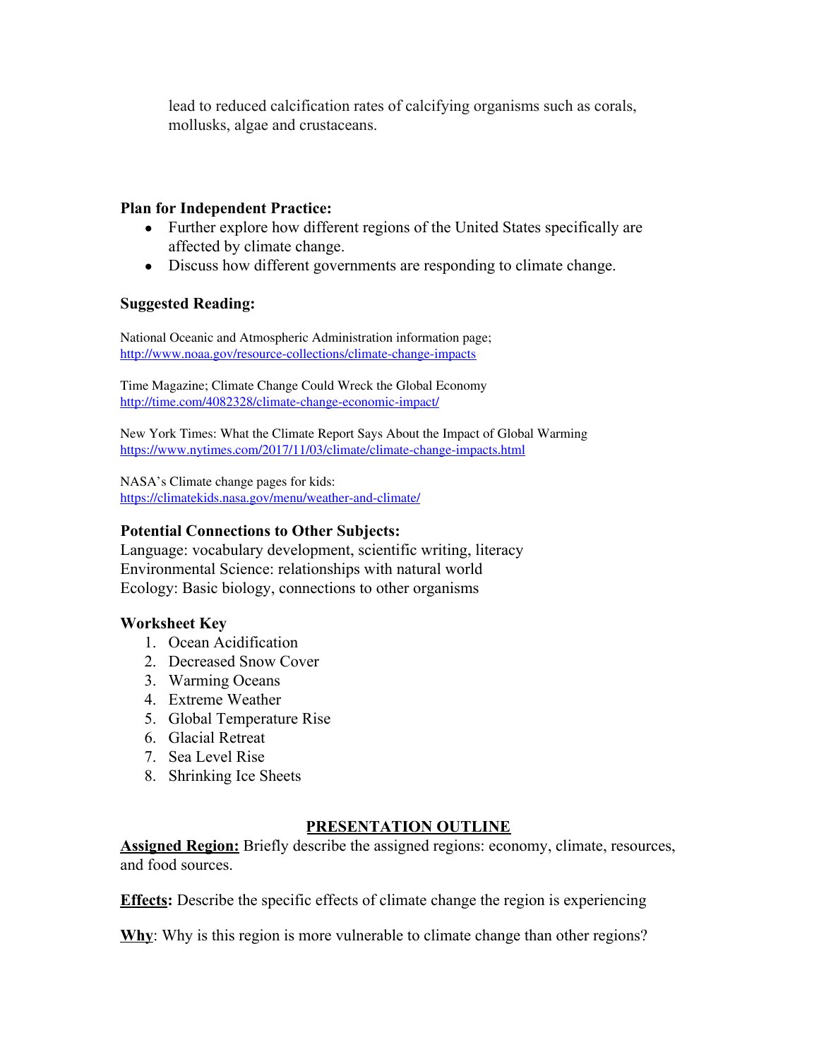lead to reduced calcification rates of calcifying organisms such as corals, mollusks, algae and crustaceans.

**Plan for Independent Practice:**

- Further explore how different regions of the United States specifically are affected by climate change.
- Discuss how different governments are responding to climate change.

**Suggested Reading:**

National Oceanic and Atmospheric Administration information page; http://www.noaa.gov/resource-collections/climate-change-impacts

Time Magazine; Climate Change Could Wreck the Global Economy
http://time.com/4082328/climate-change-economic-impact/

New York Times: What the Climate Report Says About the Impact of Global Warming
https://www.nytimes.com/2017/11/03/climate/climate-change-impacts.html

NASA's Climate change pages for kids:
https://climatekids.nasa.gov/menu/weather-and-climate/

**Potential Connections to Other Subjects:**

Language: vocabulary development, scientific writing, literacy
Environmental Science: relationships with natural world
Ecology: Basic biology, connections to other organisms

**Worksheet Key**

1. Ocean Acidification
2. Decreased Snow Cover
3. Warming Oceans
4. Extreme Weather
5. Global Temperature Rise
6. Glacial Retreat
7. Sea Level Rise
8. Shrinking Ice Sheets

## PRESENTATION OUTLINE

**Assigned Region:** Briefly describe the assigned regions: economy, climate, resources, and food sources.

**Effects:** Describe the specific effects of climate change the region is experiencing

**Why**: Why is this region is more vulnerable to climate change than other regions?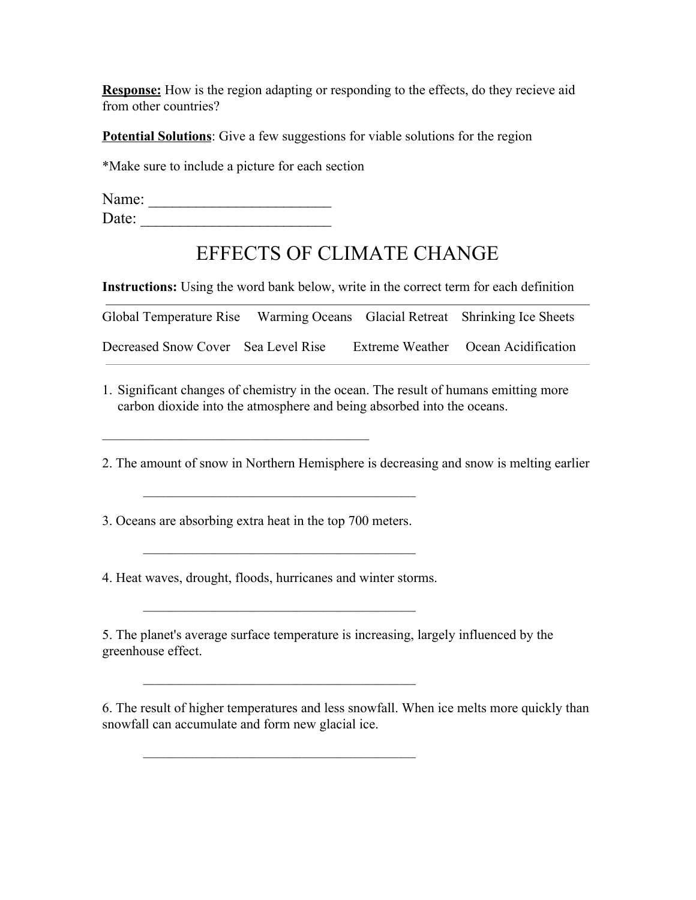**Response:** How is the region adapting or responding to the effects, do they recieve aid from other countries?

**Potential Solutions**: Give a few suggestions for viable solutions for the region

*Make sure to include a picture for each section

Name: ______________________

Date: ______________________

# EFFECTS OF CLIMATE CHANGE

**Instructions:** Using the word bank below, write in the correct term for each definition

| Global Temperature Rise | Warming Oceans | Glacial Retreat | Shrinking Ice Sheets |
|---|---|---|---|
| Decreased Snow Cover | Sea Level Rise | Extreme Weather | Ocean Acidification |

1. Significant changes of chemistry in the ocean. The result of humans emitting more carbon dioxide into the atmosphere and being absorbed into the oceans.

   ________________________________________

2. The amount of snow in Northern Hemisphere is decreasing and snow is melting earlier

   ________________________________________

3. Oceans are absorbing extra heat in the top 700 meters.

   ________________________________________

4. Heat waves, drought, floods, hurricanes and winter storms.

   ________________________________________

5. The planet's average surface temperature is increasing, largely influenced by the greenhouse effect.

   ________________________________________

6. The result of higher temperatures and less snowfall. When ice melts more quickly than snowfall can accumulate and form new glacial ice.

   ________________________________________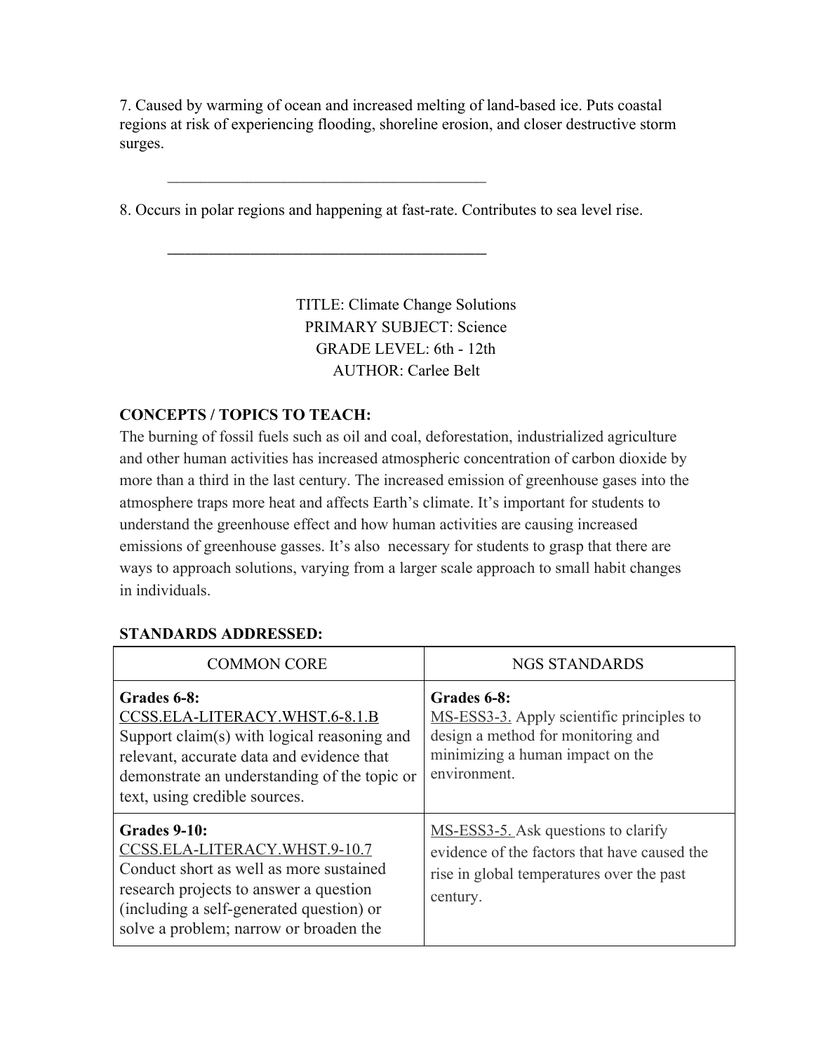7. Caused by warming of ocean and increased melting of land-based ice. Puts coastal regions at risk of experiencing flooding, shoreline erosion, and closer destructive storm surges.

\_\_\_\_\_\_\_\_\_\_\_\_\_\_\_\_\_\_\_\_\_\_\_\_\_\_\_\_\_\_\_\_\_\_\_\_\_\_\_\_\_\_

8. Occurs in polar regions and happening at fast-rate. Contributes to sea level rise.

\_\_\_\_\_\_\_\_\_\_\_\_\_\_\_\_\_\_\_\_\_\_\_\_\_\_\_\_\_\_\_\_\_\_\_\_\_\_\_\_\_\_

TITLE: Climate Change Solutions
PRIMARY SUBJECT: Science
GRADE LEVEL: 6th - 12th
AUTHOR: Carlee Belt

**CONCEPTS / TOPICS TO TEACH:**

The burning of fossil fuels such as oil and coal, deforestation, industrialized agriculture and other human activities has increased atmospheric concentration of carbon dioxide by more than a third in the last century. The increased emission of greenhouse gases into the atmosphere traps more heat and affects Earth's climate. It's important for students to understand the greenhouse effect and how human activities are causing increased emissions of greenhouse gasses. It's also necessary for students to grasp that there are ways to approach solutions, varying from a larger scale approach to small habit changes in individuals.

**STANDARDS ADDRESSED:**

| COMMON CORE | NGS STANDARDS |
|---|---|
| **Grades 6-8:** CCSS.ELA-LITERACY.WHST.6-8.1.B Support claim(s) with logical reasoning and relevant, accurate data and evidence that demonstrate an understanding of the topic or text, using credible sources. | **Grades 6-8:** MS-ESS3-3. Apply scientific principles to design a method for monitoring and minimizing a human impact on the environment. |
| **Grades 9-10:** CCSS.ELA-LITERACY.WHST.9-10.7 Conduct short as well as more sustained research projects to answer a question (including a self-generated question) or solve a problem; narrow or broaden the | MS-ESS3-5. Ask questions to clarify evidence of the factors that have caused the rise in global temperatures over the past century. |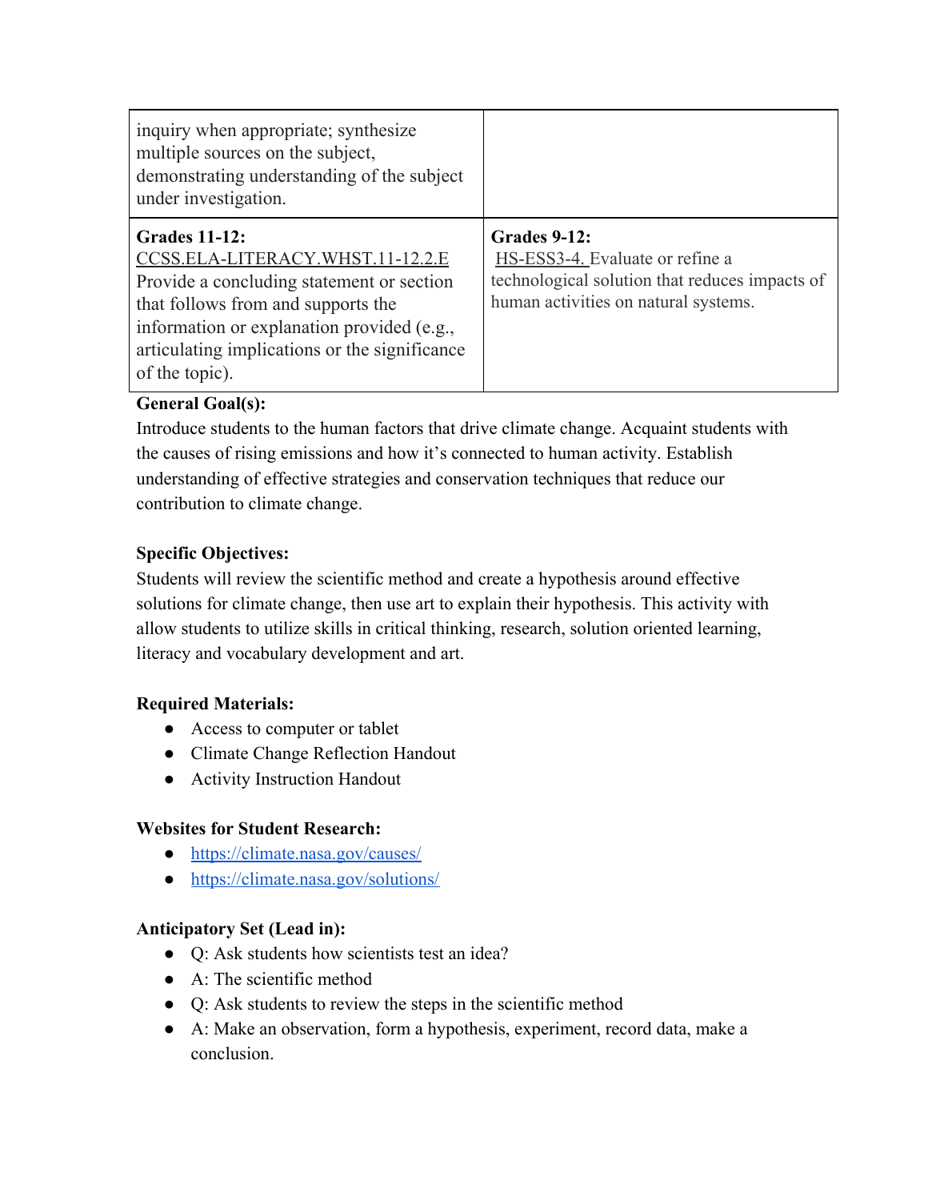| | |
|---|---|
| inquiry when appropriate; synthesize multiple sources on the subject, demonstrating understanding of the subject under investigation. | |
| **Grades 11-12:** CCSS.ELA-LITERACY.WHST.11-12.2.E Provide a concluding statement or section that follows from and supports the information or explanation provided (e.g., articulating implications or the significance of the topic). | **Grades 9-12:** HS-ESS3-4. Evaluate or refine a technological solution that reduces impacts of human activities on natural systems. |

**General Goal(s):**

Introduce students to the human factors that drive climate change. Acquaint students with the causes of rising emissions and how it's connected to human activity. Establish understanding of effective strategies and conservation techniques that reduce our contribution to climate change.

**Specific Objectives:**

Students will review the scientific method and create a hypothesis around effective solutions for climate change, then use art to explain their hypothesis. This activity with allow students to utilize skills in critical thinking, research, solution oriented learning, literacy and vocabulary development and art.

**Required Materials:**

- Access to computer or tablet
- Climate Change Reflection Handout
- Activity Instruction Handout

**Websites for Student Research:**

- https://climate.nasa.gov/causes/
- https://climate.nasa.gov/solutions/

**Anticipatory Set (Lead in):**

- Q: Ask students how scientists test an idea?
- A: The scientific method
- Q: Ask students to review the steps in the scientific method
- A: Make an observation, form a hypothesis, experiment, record data, make a conclusion.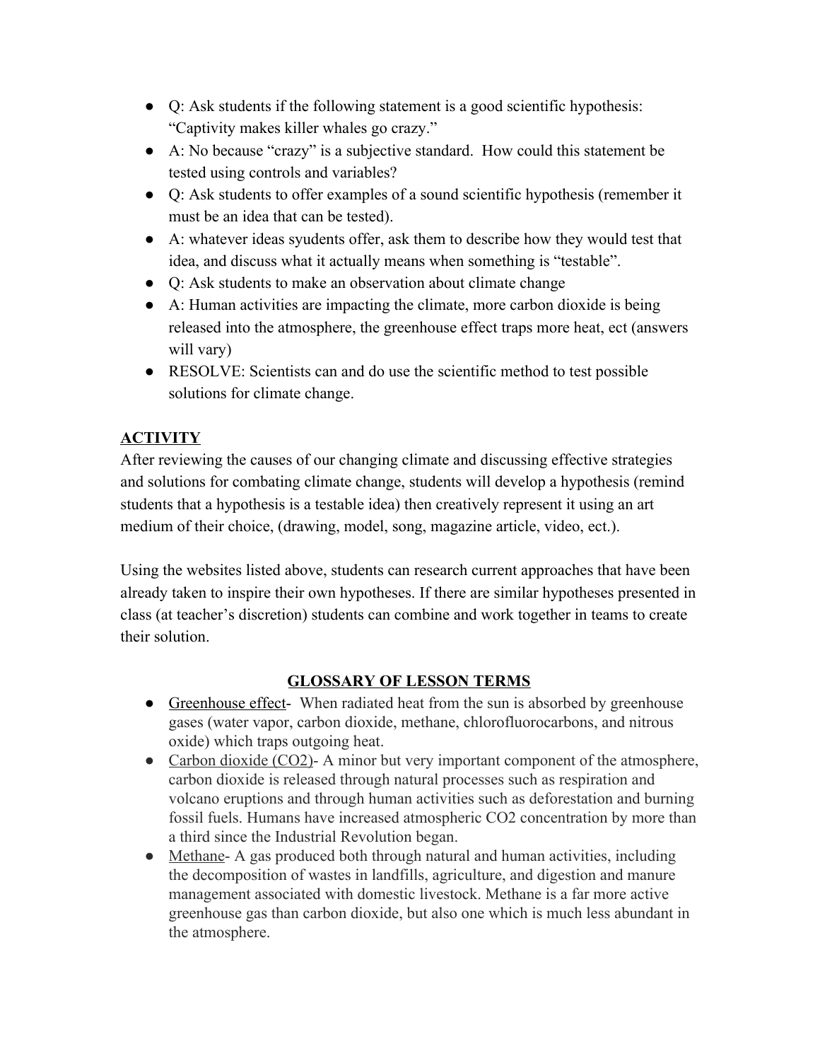- Q: Ask students if the following statement is a good scientific hypothesis: “Captivity makes killer whales go crazy.”
- A: No because “crazy” is a subjective standard. How could this statement be tested using controls and variables?
- Q: Ask students to offer examples of a sound scientific hypothesis (remember it must be an idea that can be tested).
- A: whatever ideas syudents offer, ask them to describe how they would test that idea, and discuss what it actually means when something is “testable”.
- Q: Ask students to make an observation about climate change
- A: Human activities are impacting the climate, more carbon dioxide is being released into the atmosphere, the greenhouse effect traps more heat, ect (answers will vary)
- RESOLVE: Scientists can and do use the scientific method to test possible solutions for climate change.

## ACTIVITY

After reviewing the causes of our changing climate and discussing effective strategies and solutions for combating climate change, students will develop a hypothesis (remind students that a hypothesis is a testable idea) then creatively represent it using an art medium of their choice, (drawing, model, song, magazine article, video, ect.).

Using the websites listed above, students can research current approaches that have been already taken to inspire their own hypotheses. If there are similar hypotheses presented in class (at teacher’s discretion) students can combine and work together in teams to create their solution.

## GLOSSARY OF LESSON TERMS

- Greenhouse effect- When radiated heat from the sun is absorbed by greenhouse gases (water vapor, carbon dioxide, methane, chlorofluorocarbons, and nitrous oxide) which traps outgoing heat.
- Carbon dioxide ($CO_2$)- A minor but very important component of the atmosphere, carbon dioxide is released through natural processes such as respiration and volcano eruptions and through human activities such as deforestation and burning fossil fuels. Humans have increased atmospheric $CO_2$ concentration by more than a third since the Industrial Revolution began.
- Methane- A gas produced both through natural and human activities, including the decomposition of wastes in landfills, agriculture, and digestion and manure management associated with domestic livestock. Methane is a far more active greenhouse gas than carbon dioxide, but also one which is much less abundant in the atmosphere.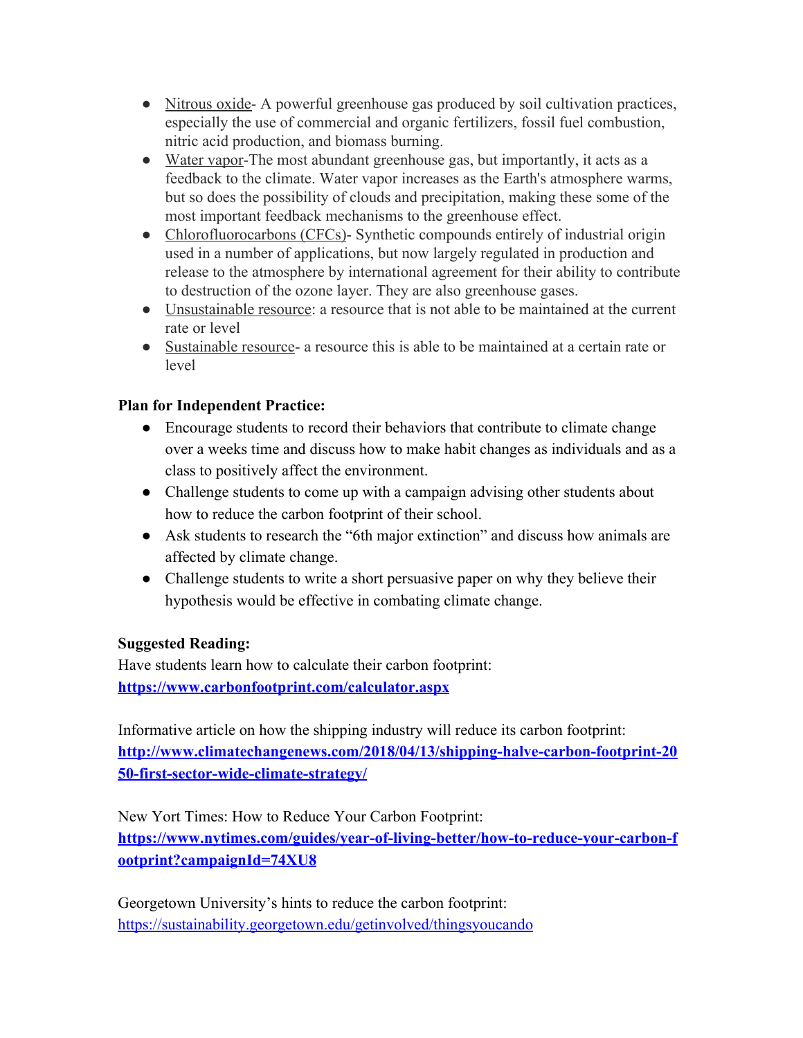- Nitrous oxide- A powerful greenhouse gas produced by soil cultivation practices, especially the use of commercial and organic fertilizers, fossil fuel combustion, nitric acid production, and biomass burning.
- Water vapor-The most abundant greenhouse gas, but importantly, it acts as a feedback to the climate. Water vapor increases as the Earth's atmosphere warms, but so does the possibility of clouds and precipitation, making these some of the most important feedback mechanisms to the greenhouse effect.
- Chlorofluorocarbons (CFCs)- Synthetic compounds entirely of industrial origin used in a number of applications, but now largely regulated in production and release to the atmosphere by international agreement for their ability to contribute to destruction of the ozone layer. They are also greenhouse gases.
- Unsustainable resource: a resource that is not able to be maintained at the current rate or level
- Sustainable resource- a resource this is able to be maintained at a certain rate or level

**Plan for Independent Practice:**

- Encourage students to record their behaviors that contribute to climate change over a weeks time and discuss how to make habit changes as individuals and as a class to positively affect the environment.
- Challenge students to come up with a campaign advising other students about how to reduce the carbon footprint of their school.
- Ask students to research the "6th major extinction" and discuss how animals are affected by climate change.
- Challenge students to write a short persuasive paper on why they believe their hypothesis would be effective in combating climate change.

**Suggested Reading:**

Have students learn how to calculate their carbon footprint:
**https://www.carbonfootprint.com/calculator.aspx**

Informative article on how the shipping industry will reduce its carbon footprint:
**http://www.climatechangenews.com/2018/04/13/shipping-halve-carbon-footprint-2050-first-sector-wide-climate-strategy/**

New Yort Times: How to Reduce Your Carbon Footprint:
**https://www.nytimes.com/guides/year-of-living-better/how-to-reduce-your-carbon-footprint?campaignId=74XU8**

Georgetown University's hints to reduce the carbon footprint:
https://sustainability.georgetown.edu/getinvolved/thingsyoucando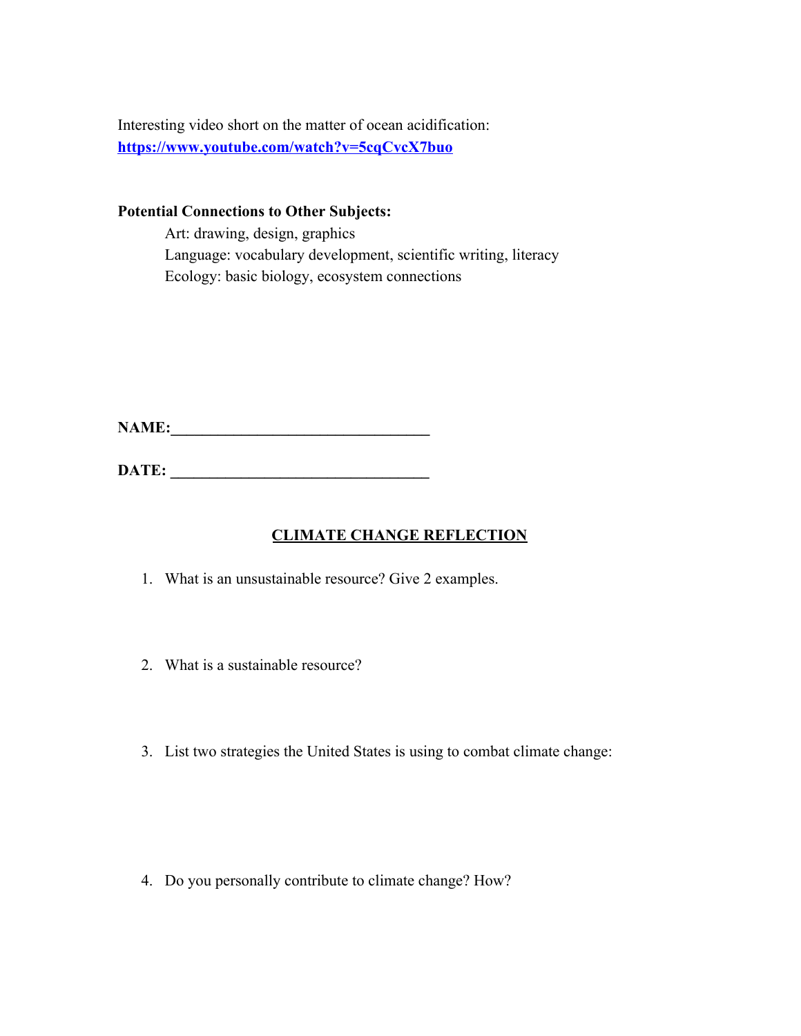Interesting video short on the matter of ocean acidification: **https://www.youtube.com/watch?v=5cqCvcX7buo**

**Potential Connections to Other Subjects:**

Art: drawing, design, graphics
Language: vocabulary development, scientific writing, literacy
Ecology: basic biology, ecosystem connections

**NAME:**________________________________

**DATE:** ________________________________

## CLIMATE CHANGE REFLECTION

1. What is an unsustainable resource? Give 2 examples.

2. What is a sustainable resource?

3. List two strategies the United States is using to combat climate change:

4. Do you personally contribute to climate change? How?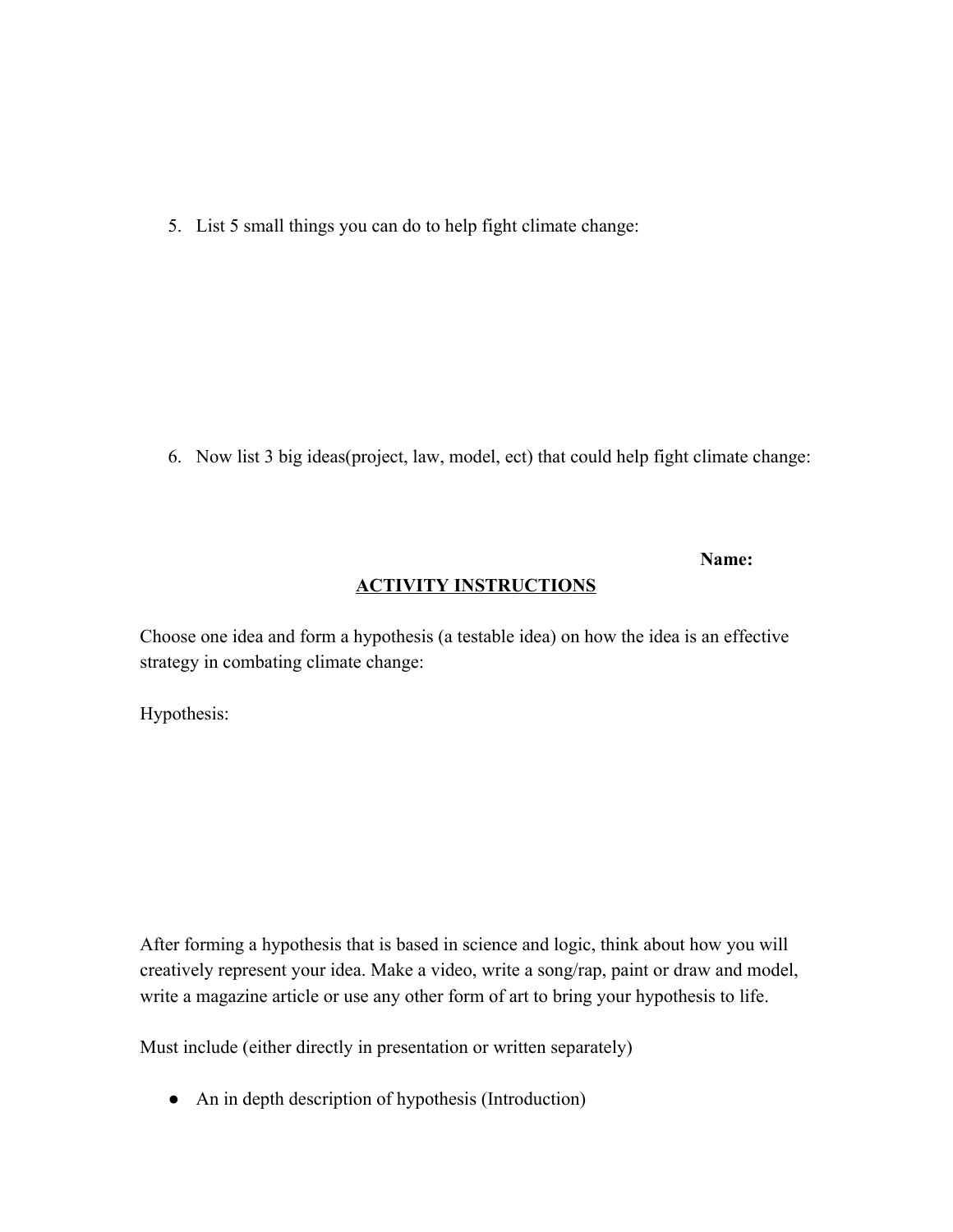5. List 5 small things you can do to help fight climate change:

6. Now list 3 big ideas(project, law, model, ect) that could help fight climate change:

**Name:**

**ACTIVITY INSTRUCTIONS**

Choose one idea and form a hypothesis (a testable idea) on how the idea is an effective strategy in combating climate change:

Hypothesis:

After forming a hypothesis that is based in science and logic, think about how you will creatively represent your idea. Make a video, write a song/rap, paint or draw and model, write a magazine article or use any other form of art to bring your hypothesis to life.

Must include (either directly in presentation or written separately)

- An in depth description of hypothesis (Introduction)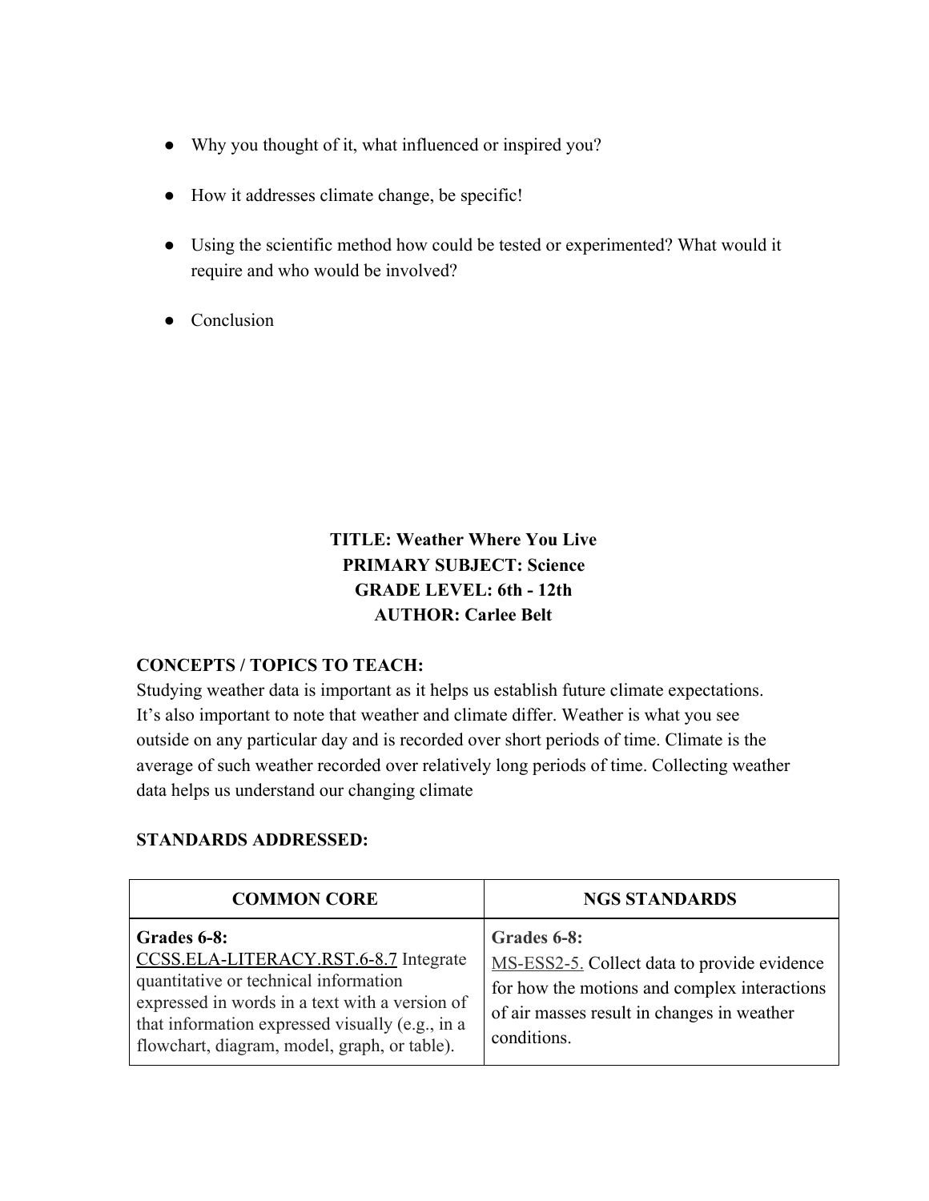- Why you thought of it, what influenced or inspired you?
- How it addresses climate change, be specific!
- Using the scientific method how could be tested or experimented? What would it require and who would be involved?
- Conclusion

**TITLE: Weather Where You Live**
**PRIMARY SUBJECT: Science**
**GRADE LEVEL: 6th - 12th**
**AUTHOR: Carlee Belt**

**CONCEPTS / TOPICS TO TEACH:**
Studying weather data is important as it helps us establish future climate expectations. It's also important to note that weather and climate differ. Weather is what you see outside on any particular day and is recorded over short periods of time. Climate is the average of such weather recorded over relatively long periods of time. Collecting weather data helps us understand our changing climate

**STANDARDS ADDRESSED:**

| COMMON CORE | NGS STANDARDS |
| --- | --- |
| **Grades 6-8:** CCSS.ELA-LITERACY.RST.6-8.7 Integrate quantitative or technical information expressed in words in a text with a version of that information expressed visually (e.g., in a flowchart, diagram, model, graph, or table). | **Grades 6-8:** MS-ESS2-5. Collect data to provide evidence for how the motions and complex interactions of air masses result in changes in weather conditions. |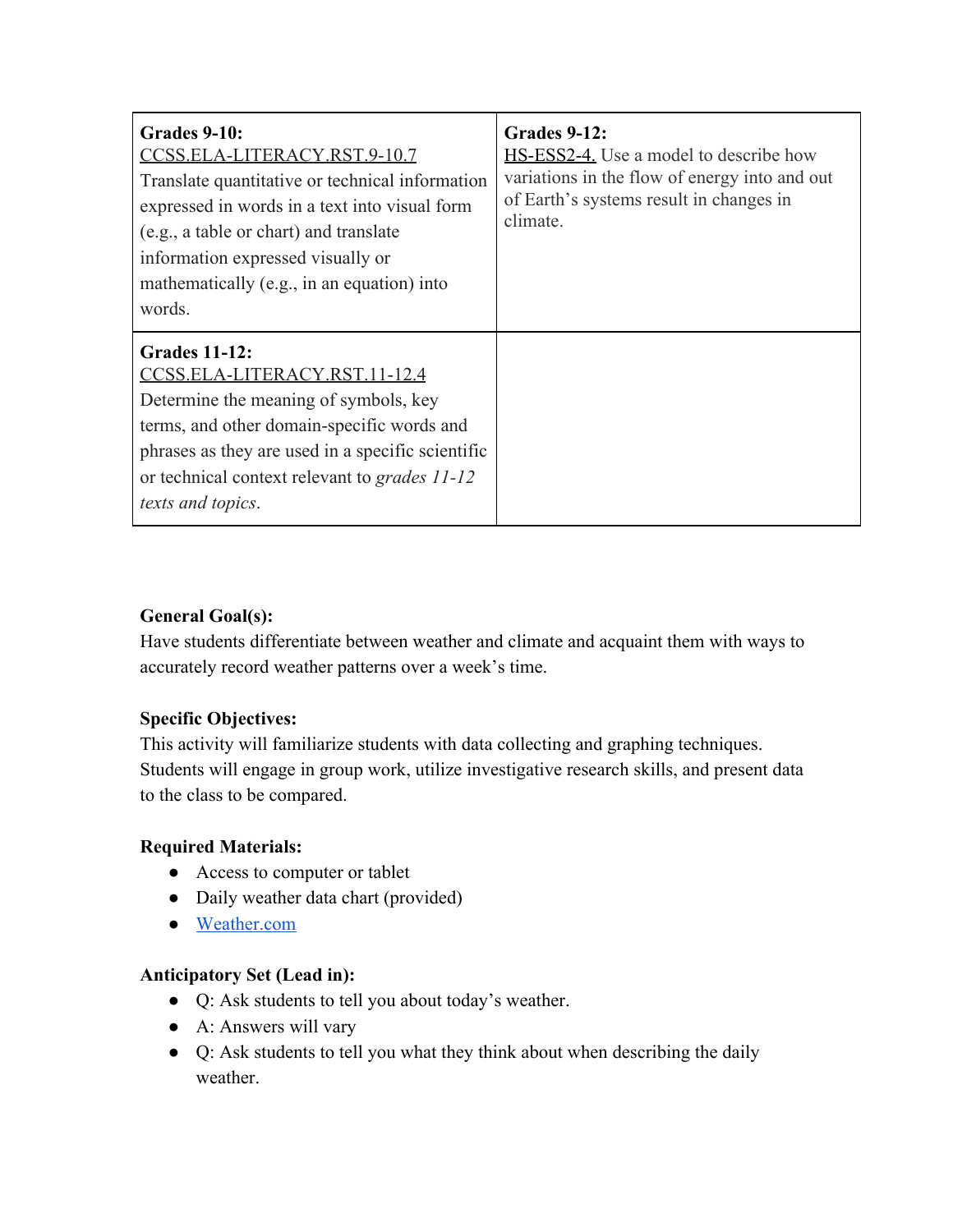| **Grades 9-10:** CCSS.ELA-LITERACY.RST.9-10.7 Translate quantitative or technical information expressed in words in a text into visual form (e.g., a table or chart) and translate information expressed visually or mathematically (e.g., in an equation) into words. | **Grades 9-12:** HS-ESS2-4. Use a model to describe how variations in the flow of energy into and out of Earth's systems result in changes in climate. |
|---|---|
| **Grades 11-12:** CCSS.ELA-LITERACY.RST.11-12.4 Determine the meaning of symbols, key terms, and other domain-specific words and phrases as they are used in a specific scientific or technical context relevant to *grades 11-12 texts and topics*. | |

**General Goal(s):**

Have students differentiate between weather and climate and acquaint them with ways to accurately record weather patterns over a week's time.

**Specific Objectives:**

This activity will familiarize students with data collecting and graphing techniques. Students will engage in group work, utilize investigative research skills, and present data to the class to be compared.

**Required Materials:**

- Access to computer or tablet
- Daily weather data chart (provided)
- Weather.com

**Anticipatory Set (Lead in):**

- Q: Ask students to tell you about today's weather.
- A: Answers will vary
- Q: Ask students to tell you what they think about when describing the daily weather.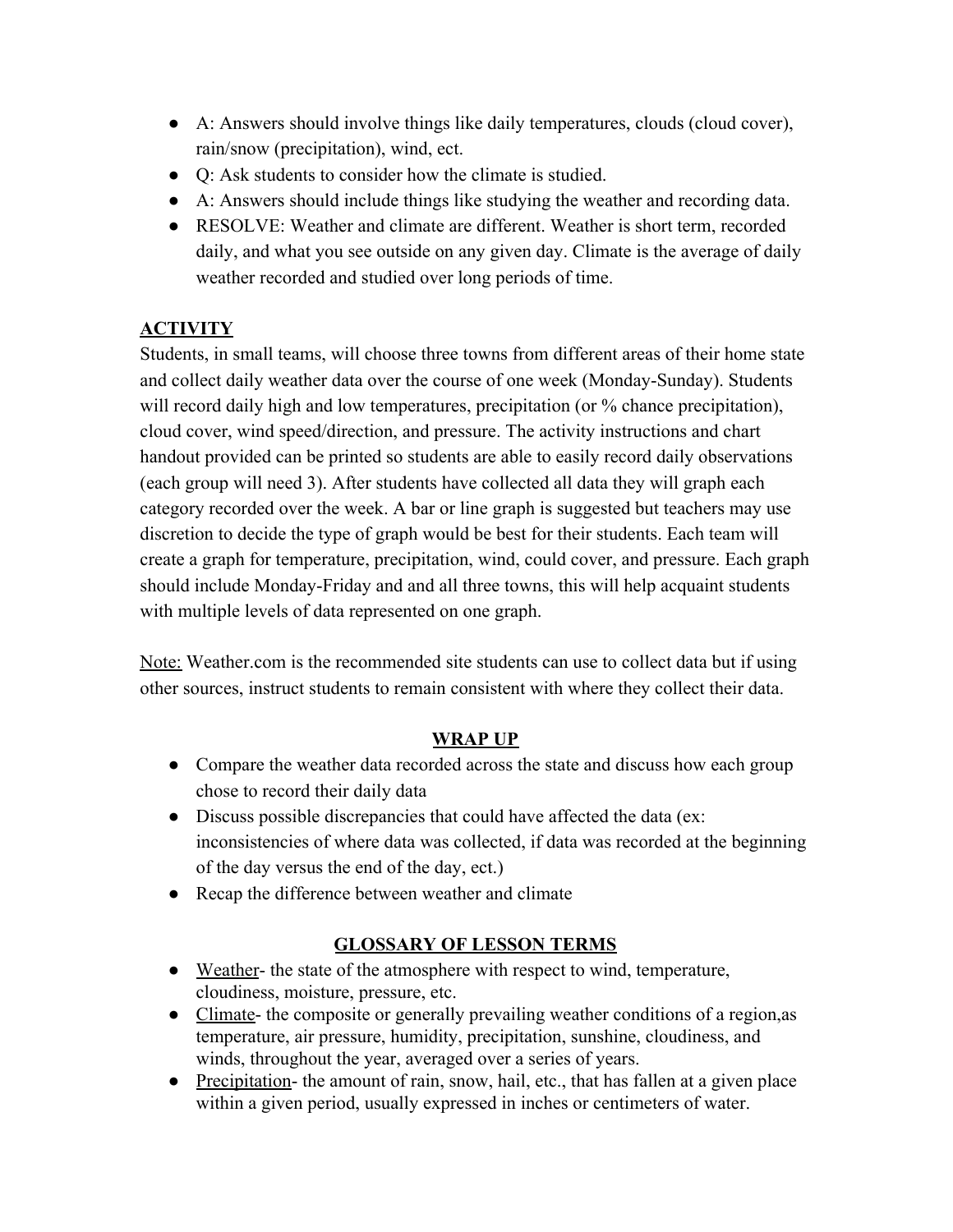- A: Answers should involve things like daily temperatures, clouds (cloud cover), rain/snow (precipitation), wind, ect.
- Q: Ask students to consider how the climate is studied.
- A: Answers should include things like studying the weather and recording data.
- RESOLVE: Weather and climate are different. Weather is short term, recorded daily, and what you see outside on any given day. Climate is the average of daily weather recorded and studied over long periods of time.

## **ACTIVITY**

Students, in small teams, will choose three towns from different areas of their home state and collect daily weather data over the course of one week (Monday-Sunday). Students will record daily high and low temperatures, precipitation (or % chance precipitation), cloud cover, wind speed/direction, and pressure. The activity instructions and chart handout provided can be printed so students are able to easily record daily observations (each group will need 3). After students have collected all data they will graph each category recorded over the week. A bar or line graph is suggested but teachers may use discretion to decide the type of graph would be best for their students. Each team will create a graph for temperature, precipitation, wind, could cover, and pressure. Each graph should include Monday-Friday and and all three towns, this will help acquaint students with multiple levels of data represented on one graph.

Note: Weather.com is the recommended site students can use to collect data but if using other sources, instruct students to remain consistent with where they collect their data.

## **WRAP UP**

- Compare the weather data recorded across the state and discuss how each group chose to record their daily data
- Discuss possible discrepancies that could have affected the data (ex: inconsistencies of where data was collected, if data was recorded at the beginning of the day versus the end of the day, ect.)
- Recap the difference between weather and climate

## **GLOSSARY OF LESSON TERMS**

- Weather- the state of the atmosphere with respect to wind, temperature, cloudiness, moisture, pressure, etc.
- Climate- the composite or generally prevailing weather conditions of a region,as temperature, air pressure, humidity, precipitation, sunshine, cloudiness, and winds, throughout the year, averaged over a series of years.
- Precipitation- the amount of rain, snow, hail, etc., that has fallen at a given place within a given period, usually expressed in inches or centimeters of water.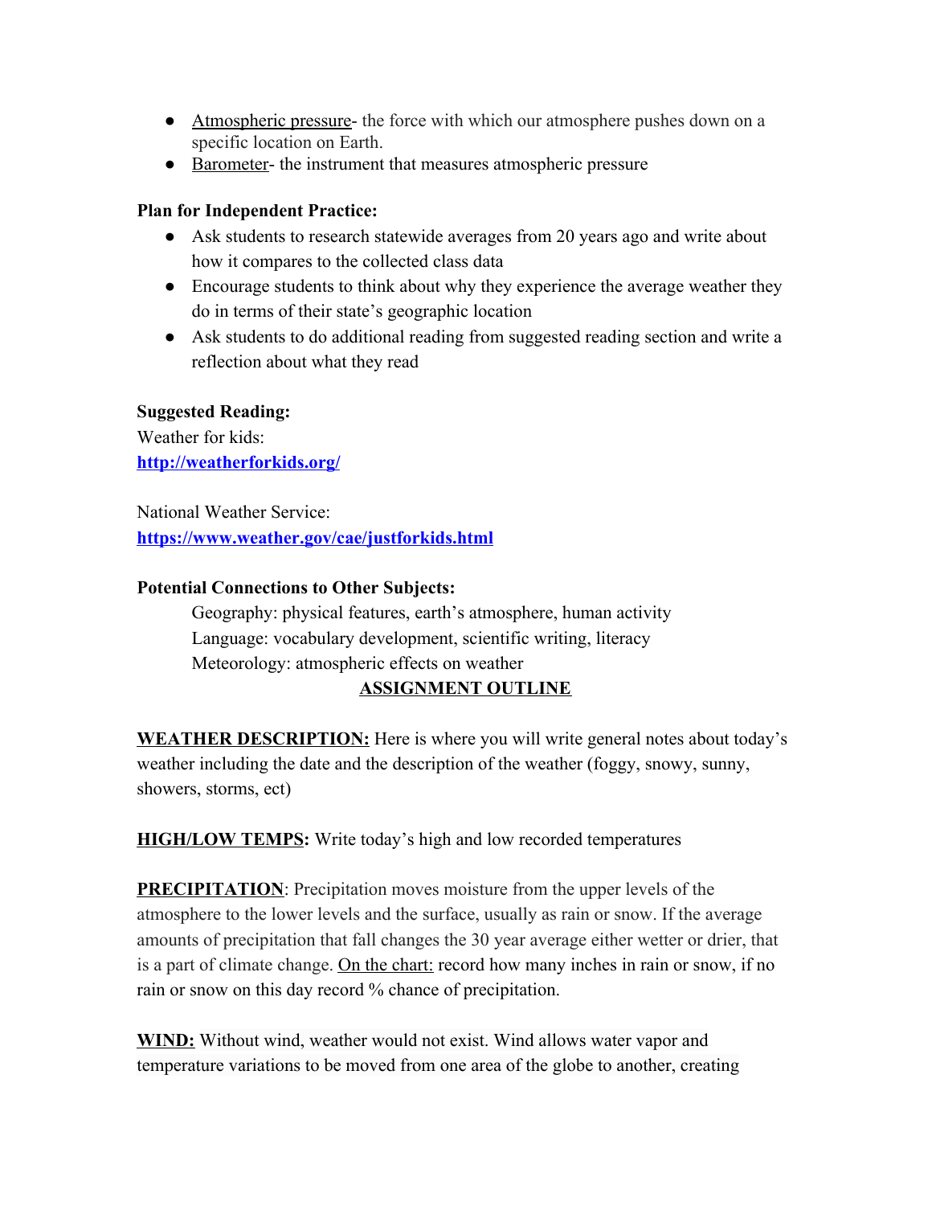- Atmospheric pressure- the force with which our atmosphere pushes down on a specific location on Earth.
- Barometer- the instrument that measures atmospheric pressure

**Plan for Independent Practice:**

- Ask students to research statewide averages from 20 years ago and write about how it compares to the collected class data
- Encourage students to think about why they experience the average weather they do in terms of their state's geographic location
- Ask students to do additional reading from suggested reading section and write a reflection about what they read

**Suggested Reading:**

Weather for kids:
**http://weatherforkids.org/**

National Weather Service:
**https://www.weather.gov/cae/justforkids.html**

**Potential Connections to Other Subjects:**

Geography: physical features, earth's atmosphere, human activity
Language: vocabulary development, scientific writing, literacy
Meteorology: atmospheric effects on weather

**ASSIGNMENT OUTLINE**

**WEATHER DESCRIPTION:** Here is where you will write general notes about today's weather including the date and the description of the weather (foggy, snowy, sunny, showers, storms, ect)

**HIGH/LOW TEMPS:** Write today's high and low recorded temperatures

**PRECIPITATION**: Precipitation moves moisture from the upper levels of the atmosphere to the lower levels and the surface, usually as rain or snow. If the average amounts of precipitation that fall changes the 30 year average either wetter or drier, that is a part of climate change. On the chart: record how many inches in rain or snow, if no rain or snow on this day record % chance of precipitation.

**WIND:** Without wind, weather would not exist. Wind allows water vapor and temperature variations to be moved from one area of the globe to another, creating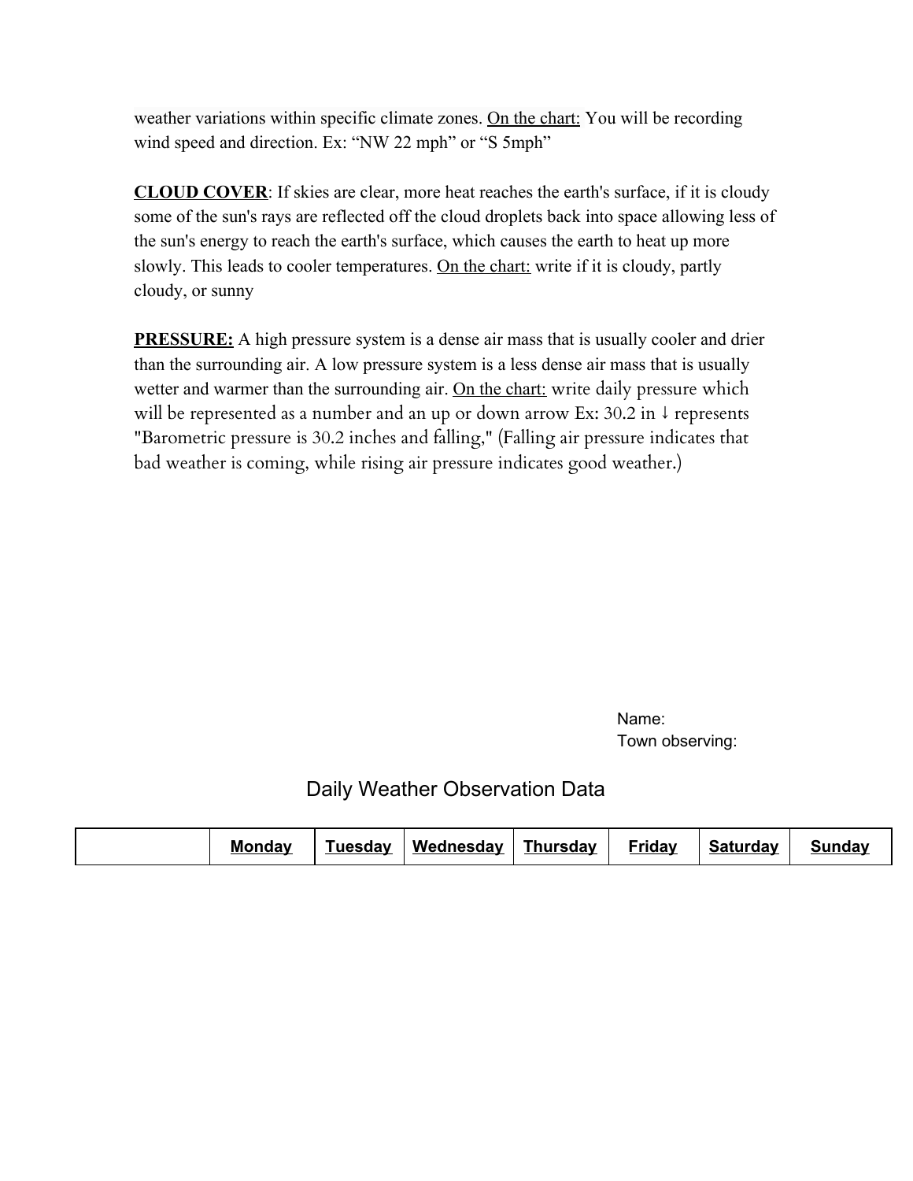weather variations within specific climate zones. On the chart: You will be recording wind speed and direction. Ex: “NW 22 mph” or “S 5mph”

**CLOUD COVER**: If skies are clear, more heat reaches the earth's surface, if it is cloudy some of the sun's rays are reflected off the cloud droplets back into space allowing less of the sun's energy to reach the earth's surface, which causes the earth to heat up more slowly. This leads to cooler temperatures. On the chart: write if it is cloudy, partly cloudy, or sunny

**PRESSURE:** A high pressure system is a dense air mass that is usually cooler and drier than the surrounding air. A low pressure system is a less dense air mass that is usually wetter and warmer than the surrounding air. On the chart: write daily pressure which will be represented as a number and an up or down arrow Ex: 30.2 in ↓ represents "Barometric pressure is 30.2 inches and falling," (Falling air pressure indicates that bad weather is coming, while rising air pressure indicates good weather.)

Name:
Town observing:

## Daily Weather Observation Data

| | **Monday** | **Tuesday** | **Wednesday** | **Thursday** | **Friday** | **Saturday** | **Sunday** |
|---|---|---|---|---|---|---|---|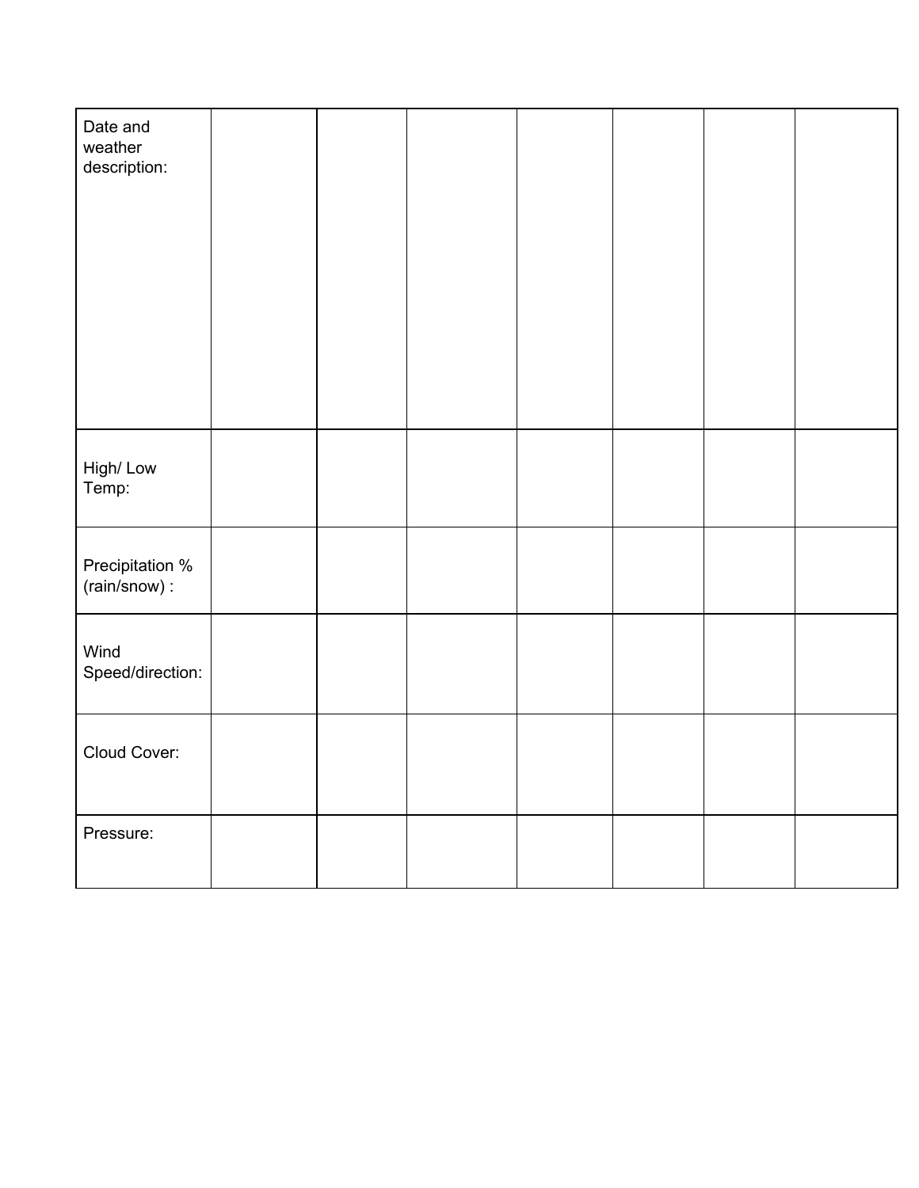| | | | | | | | |
|---|---|---|---|---|---|---|---|
| Date and weather description: | | | | | | | |
| High/ Low Temp: | | | | | | | |
| Precipitation % (rain/snow) : | | | | | | | |
| Wind Speed/direction: | | | | | | | |
| Cloud Cover: | | | | | | | |
| Pressure: | | | | | | | |